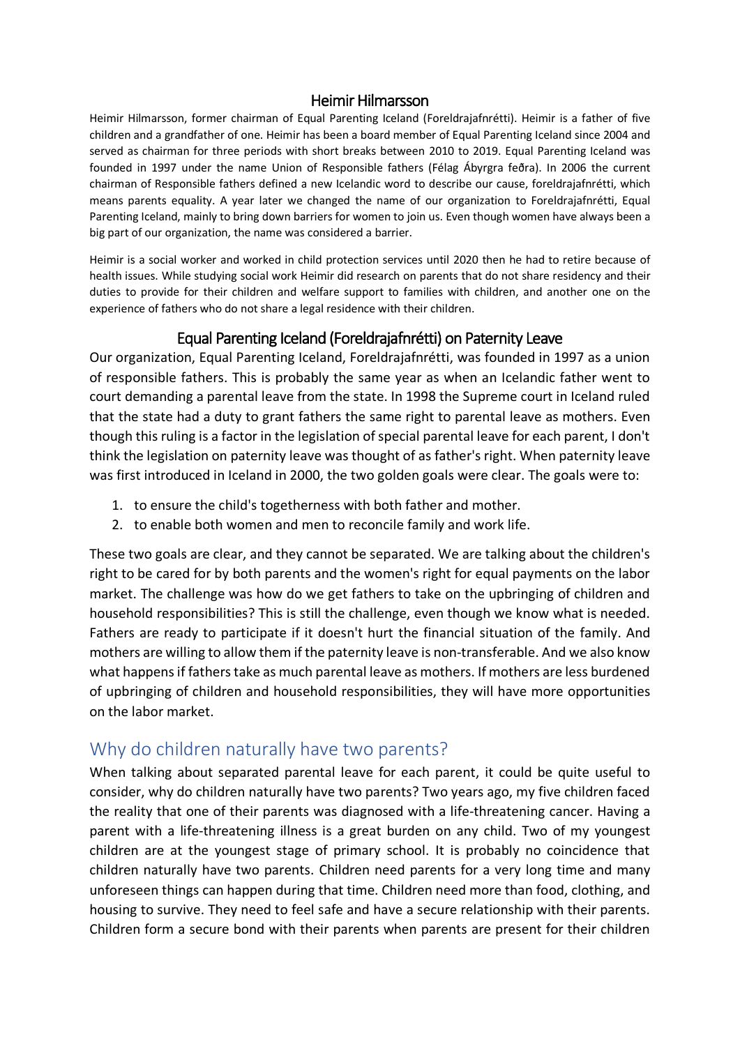## Heimir Hilmarsson

Heimir Hilmarsson, former chairman of Equal Parenting Iceland (Foreldrajafnrétti). Heimir is a father of five children and a grandfather of one. Heimir has been a board member of Equal Parenting Iceland since 2004 and served as chairman for three periods with short breaks between 2010 to 2019. Equal Parenting Iceland was founded in 1997 under the name Union of Responsible fathers (Félag Ábyrgra feðra). In 2006 the current chairman of Responsible fathers defined a new Icelandic word to describe our cause, foreldrajafnrétti, which means parents equality. A year later we changed the name of our organization to Foreldrajafnrétti, Equal Parenting Iceland, mainly to bring down barriers for women to join us. Even though women have always been a big part of our organization, the name was considered a barrier.

Heimir is a social worker and worked in child protection services until 2020 then he had to retire because of health issues. While studying social work Heimir did research on parents that do not share residency and their duties to provide for their children and welfare support to families with children, and another one on the experience of fathers who do not share a legal residence with their children.

## Equal Parenting Iceland (Foreldrajafnrétti) on Paternity Leave

Our organization, Equal Parenting Iceland, Foreldrajafnrétti, was founded in 1997 as a union of responsible fathers. This is probably the same year as when an Icelandic father went to court demanding a parental leave from the state. In 1998 the Supreme court in Iceland ruled that the state had a duty to grant fathers the same right to parental leave as mothers. Even though this ruling is a factor in the legislation of special parental leave for each parent, I don't think the legislation on paternity leave was thought of as father's right. When paternity leave was first introduced in Iceland in 2000, the two golden goals were clear. The goals were to:

1. to ensure the child's togetherness with both father and mother.
2. to enable both women and men to reconcile family and work life.

These two goals are clear, and they cannot be separated. We are talking about the children's right to be cared for by both parents and the women's right for equal payments on the labor market. The challenge was how do we get fathers to take on the upbringing of children and household responsibilities? This is still the challenge, even though we know what is needed. Fathers are ready to participate if it doesn't hurt the financial situation of the family. And mothers are willing to allow them if the paternity leave is non-transferable. And we also know what happens if fathers take as much parental leave as mothers. If mothers are less burdened of upbringing of children and household responsibilities, they will have more opportunities on the labor market.

## Why do children naturally have two parents?

When talking about separated parental leave for each parent, it could be quite useful to consider, why do children naturally have two parents? Two years ago, my five children faced the reality that one of their parents was diagnosed with a life-threatening cancer. Having a parent with a life-threatening illness is a great burden on any child. Two of my youngest children are at the youngest stage of primary school. It is probably no coincidence that children naturally have two parents. Children need parents for a very long time and many unforeseen things can happen during that time. Children need more than food, clothing, and housing to survive. They need to feel safe and have a secure relationship with their parents. Children form a secure bond with their parents when parents are present for their children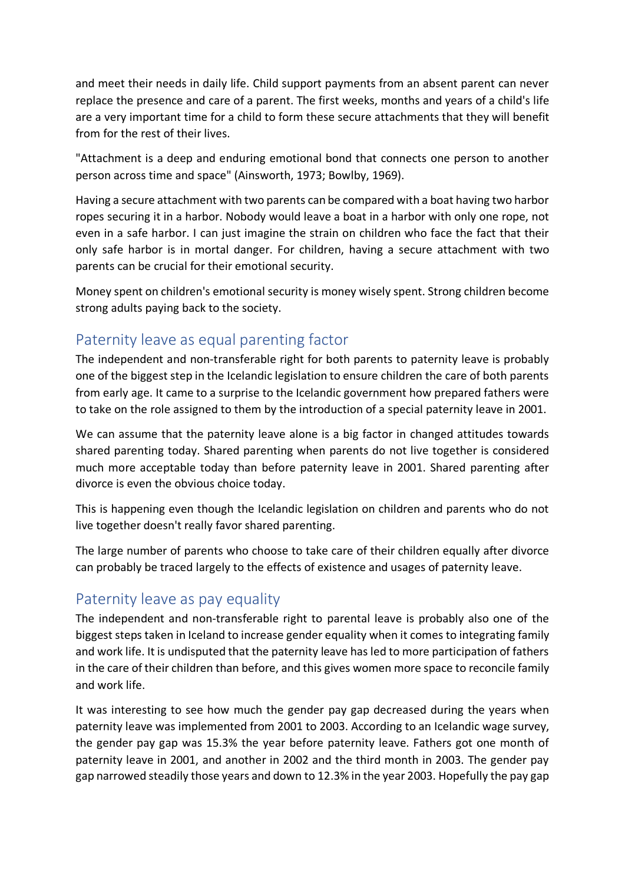and meet their needs in daily life. Child support payments from an absent parent can never replace the presence and care of a parent. The first weeks, months and years of a child's life are a very important time for a child to form these secure attachments that they will benefit from for the rest of their lives.

"Attachment is a deep and enduring emotional bond that connects one person to another person across time and space" (Ainsworth, 1973; Bowlby, 1969).

Having a secure attachment with two parents can be compared with a boat having two harbor ropes securing it in a harbor. Nobody would leave a boat in a harbor with only one rope, not even in a safe harbor. I can just imagine the strain on children who face the fact that their only safe harbor is in mortal danger. For children, having a secure attachment with two parents can be crucial for their emotional security.

Money spent on children's emotional security is money wisely spent. Strong children become strong adults paying back to the society.

## Paternity leave as equal parenting factor

The independent and non-transferable right for both parents to paternity leave is probably one of the biggest step in the Icelandic legislation to ensure children the care of both parents from early age. It came to a surprise to the Icelandic government how prepared fathers were to take on the role assigned to them by the introduction of a special paternity leave in 2001.

We can assume that the paternity leave alone is a big factor in changed attitudes towards shared parenting today. Shared parenting when parents do not live together is considered much more acceptable today than before paternity leave in 2001. Shared parenting after divorce is even the obvious choice today.

This is happening even though the Icelandic legislation on children and parents who do not live together doesn't really favor shared parenting.

The large number of parents who choose to take care of their children equally after divorce can probably be traced largely to the effects of existence and usages of paternity leave.

## Paternity leave as pay equality

The independent and non-transferable right to parental leave is probably also one of the biggest steps taken in Iceland to increase gender equality when it comes to integrating family and work life. It is undisputed that the paternity leave has led to more participation of fathers in the care of their children than before, and this gives women more space to reconcile family and work life.

It was interesting to see how much the gender pay gap decreased during the years when paternity leave was implemented from 2001 to 2003. According to an Icelandic wage survey, the gender pay gap was 15.3% the year before paternity leave. Fathers got one month of paternity leave in 2001, and another in 2002 and the third month in 2003. The gender pay gap narrowed steadily those years and down to 12.3% in the year 2003. Hopefully the pay gap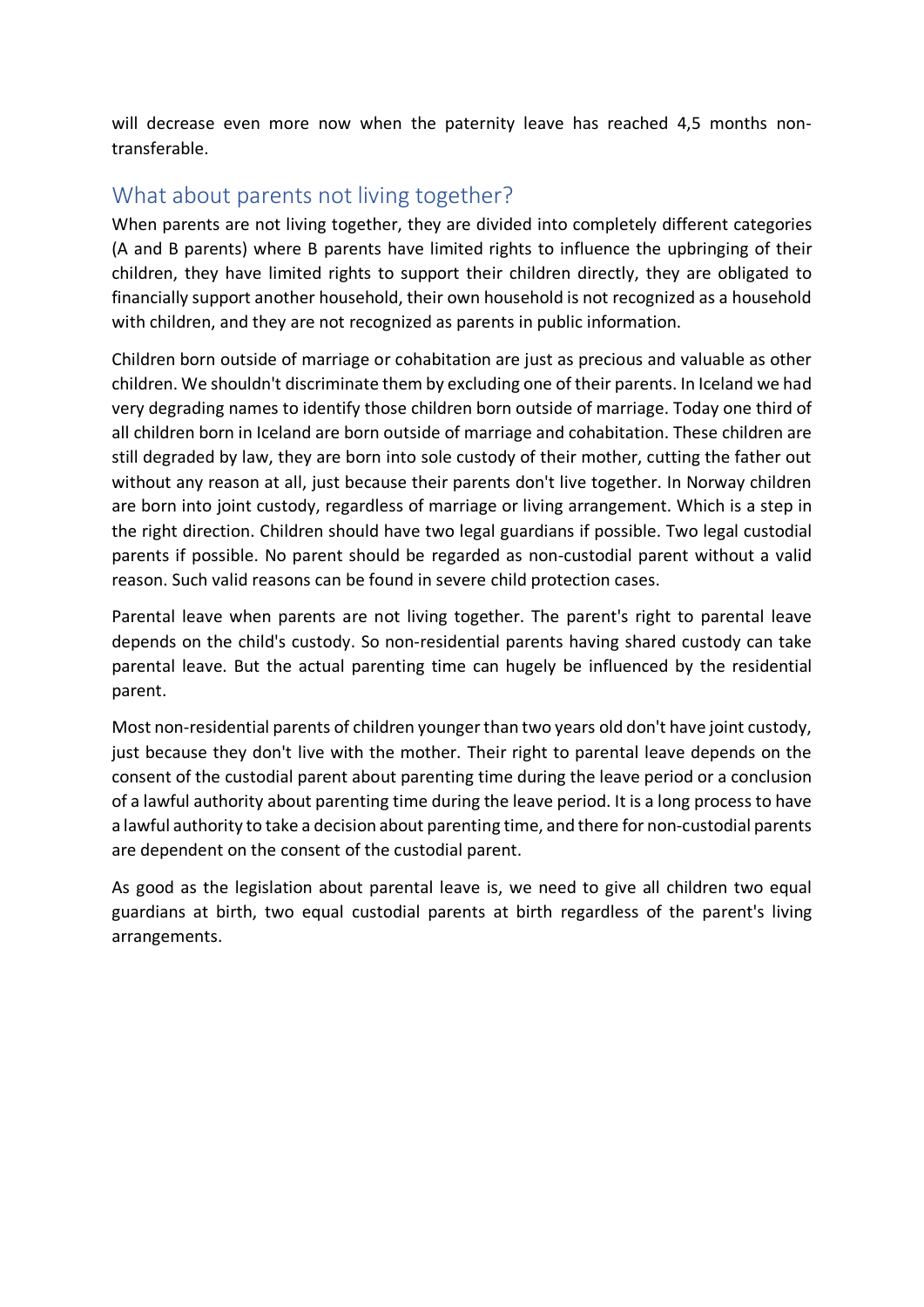will decrease even more now when the paternity leave has reached 4,5 months non-transferable.

## What about parents not living together?

When parents are not living together, they are divided into completely different categories (A and B parents) where B parents have limited rights to influence the upbringing of their children, they have limited rights to support their children directly, they are obligated to financially support another household, their own household is not recognized as a household with children, and they are not recognized as parents in public information.

Children born outside of marriage or cohabitation are just as precious and valuable as other children. We shouldn't discriminate them by excluding one of their parents. In Iceland we had very degrading names to identify those children born outside of marriage. Today one third of all children born in Iceland are born outside of marriage and cohabitation. These children are still degraded by law, they are born into sole custody of their mother, cutting the father out without any reason at all, just because their parents don't live together. In Norway children are born into joint custody, regardless of marriage or living arrangement. Which is a step in the right direction. Children should have two legal guardians if possible. Two legal custodial parents if possible. No parent should be regarded as non-custodial parent without a valid reason. Such valid reasons can be found in severe child protection cases.

Parental leave when parents are not living together. The parent's right to parental leave depends on the child's custody. So non-residential parents having shared custody can take parental leave. But the actual parenting time can hugely be influenced by the residential parent.

Most non-residential parents of children younger than two years old don't have joint custody, just because they don't live with the mother. Their right to parental leave depends on the consent of the custodial parent about parenting time during the leave period or a conclusion of a lawful authority about parenting time during the leave period. It is a long process to have a lawful authority to take a decision about parenting time, and there for non-custodial parents are dependent on the consent of the custodial parent.

As good as the legislation about parental leave is, we need to give all children two equal guardians at birth, two equal custodial parents at birth regardless of the parent's living arrangements.